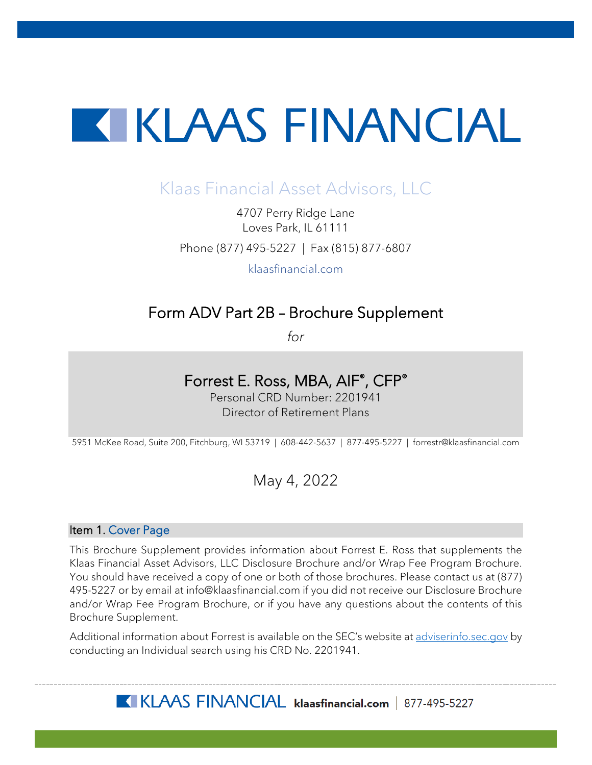# KLAAS FINANCIAL

Klaas Financial Asset Advisors, LLC

4707 Perry Ridge Lane
Loves Park, IL 61111

Phone (877) 495-5227 | Fax (815) 877-6807

klaasfinancial.com

## Form ADV Part 2B – Brochure Supplement

*for*

### Forrest E. Ross, MBA, AIF®, CFP®

Personal CRD Number: 2201941
Director of Retirement Plans

5951 McKee Road, Suite 200, Fitchburg, WI 53719 | 608-442-5637 | 877-495-5227 | forrestr@klaasfinancial.com

May 4, 2022

### Item 1. Cover Page

This Brochure Supplement provides information about Forrest E. Ross that supplements the Klaas Financial Asset Advisors, LLC Disclosure Brochure and/or Wrap Fee Program Brochure. You should have received a copy of one or both of those brochures. Please contact us at (877) 495-5227 or by email at info@klaasfinancial.com if you did not receive our Disclosure Brochure and/or Wrap Fee Program Brochure, or if you have any questions about the contents of this Brochure Supplement.

Additional information about Forrest is available on the SEC's website at adviserinfo.sec.gov by conducting an Individual search using his CRD No. 2201941.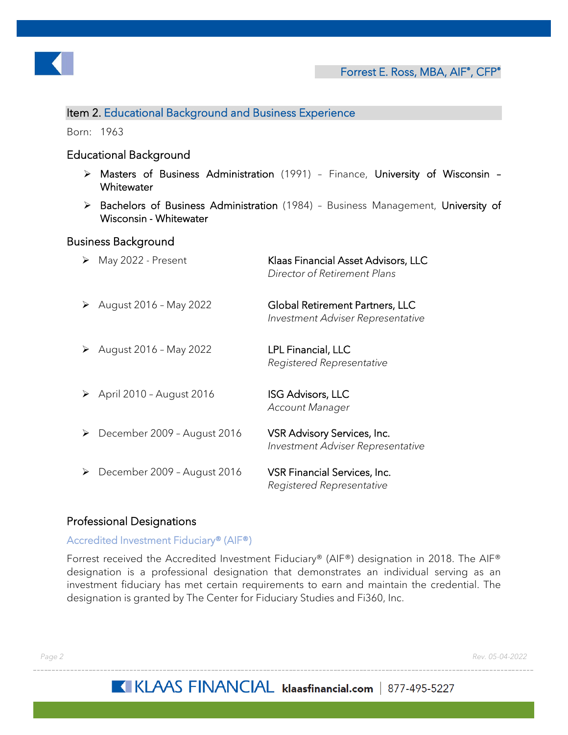## Item 2. Educational Background and Business Experience

Born: 1963

### Educational Background

- **Masters of Business Administration** (1991) – Finance, **University of Wisconsin – Whitewater**
- **Bachelors of Business Administration** (1984) – Business Management, **University of Wisconsin - Whitewater**

### Business Background

- May 2022 - Present — **Klaas Financial Asset Advisors, LLC**, *Director of Retirement Plans*
- August 2016 – May 2022 — **Global Retirement Partners, LLC**, *Investment Adviser Representative*
- August 2016 – May 2022 — **LPL Financial, LLC**, *Registered Representative*
- April 2010 – August 2016 — **ISG Advisors, LLC**, *Account Manager*
- December 2009 – August 2016 — **VSR Advisory Services, Inc.**, *Investment Adviser Representative*
- December 2009 – August 2016 — **VSR Financial Services, Inc.**, *Registered Representative*

### Professional Designations

#### Accredited Investment Fiduciary® (AIF®)

Forrest received the Accredited Investment Fiduciary® (AIF®) designation in 2018. The AIF® designation is a professional designation that demonstrates an individual serving as an investment fiduciary has met certain requirements to earn and maintain the credential. The designation is granted by The Center for Fiduciary Studies and Fi360, Inc.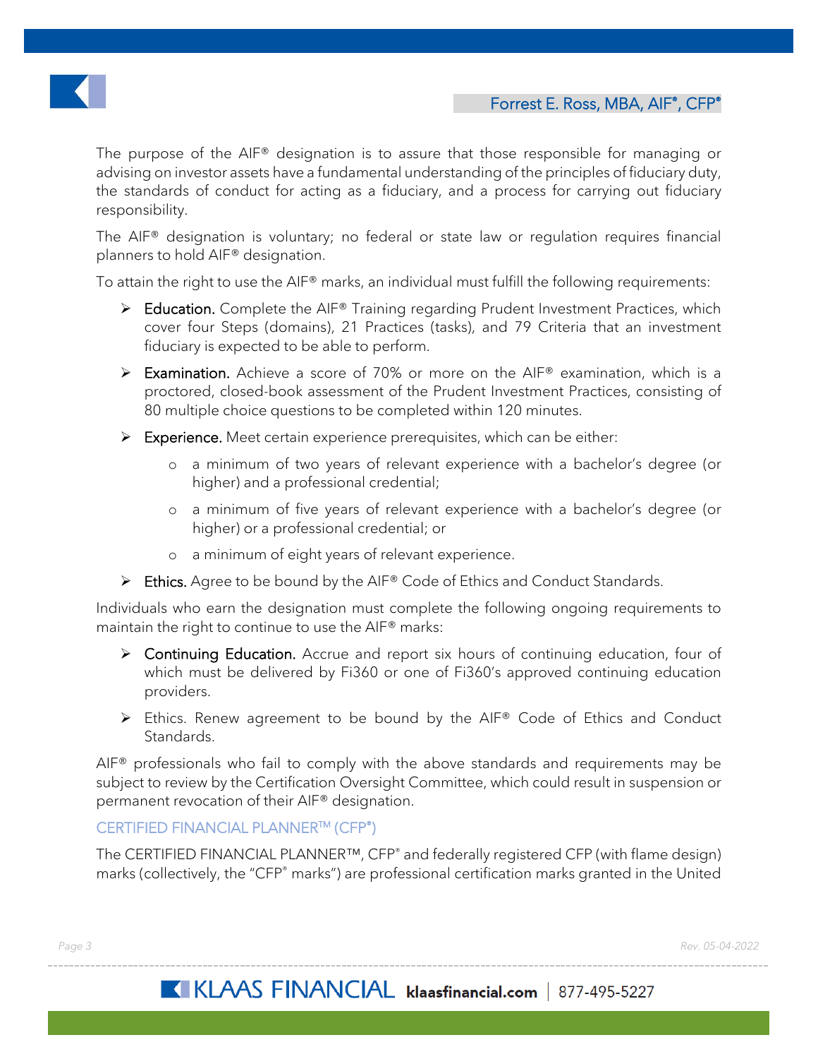The purpose of the AIF® designation is to assure that those responsible for managing or advising on investor assets have a fundamental understanding of the principles of fiduciary duty, the standards of conduct for acting as a fiduciary, and a process for carrying out fiduciary responsibility.

The AIF® designation is voluntary; no federal or state law or regulation requires financial planners to hold AIF® designation.

To attain the right to use the AIF® marks, an individual must fulfill the following requirements:

- **Education.** Complete the AIF® Training regarding Prudent Investment Practices, which cover four Steps (domains), 21 Practices (tasks), and 79 Criteria that an investment fiduciary is expected to be able to perform.
- **Examination.** Achieve a score of 70% or more on the AIF® examination, which is a proctored, closed-book assessment of the Prudent Investment Practices, consisting of 80 multiple choice questions to be completed within 120 minutes.
- **Experience.** Meet certain experience prerequisites, which can be either:
  - a minimum of two years of relevant experience with a bachelor's degree (or higher) and a professional credential;
  - a minimum of five years of relevant experience with a bachelor's degree (or higher) or a professional credential; or
  - a minimum of eight years of relevant experience.
- **Ethics.** Agree to be bound by the AIF® Code of Ethics and Conduct Standards.

Individuals who earn the designation must complete the following ongoing requirements to maintain the right to continue to use the AIF® marks:

- **Continuing Education.** Accrue and report six hours of continuing education, four of which must be delivered by Fi360 or one of Fi360's approved continuing education providers.
- Ethics. Renew agreement to be bound by the AIF® Code of Ethics and Conduct Standards.

AIF® professionals who fail to comply with the above standards and requirements may be subject to review by the Certification Oversight Committee, which could result in suspension or permanent revocation of their AIF® designation.

### CERTIFIED FINANCIAL PLANNER™ (CFP®)

The CERTIFIED FINANCIAL PLANNER™, CFP® and federally registered CFP (with flame design) marks (collectively, the "CFP® marks") are professional certification marks granted in the United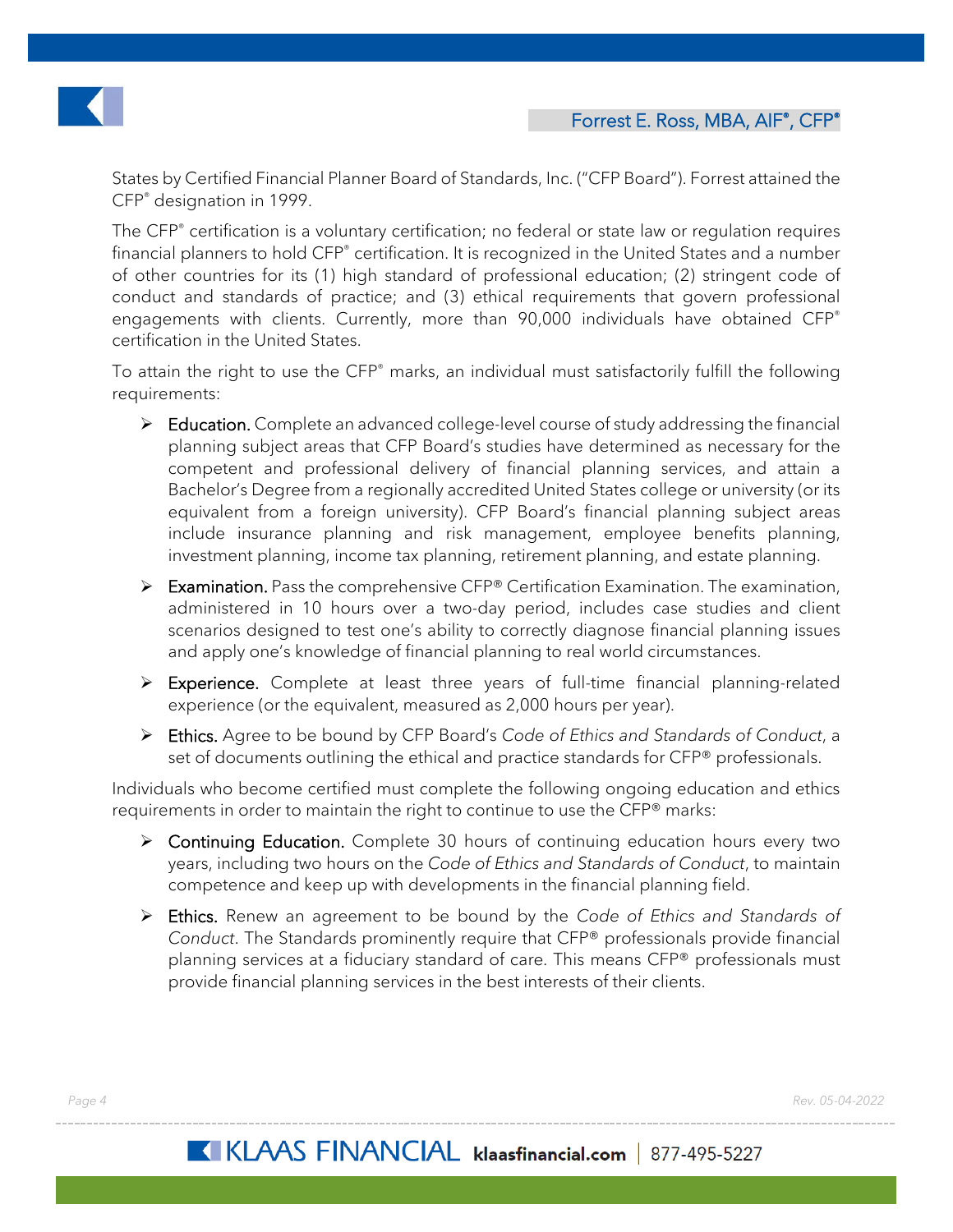States by Certified Financial Planner Board of Standards, Inc. ("CFP Board"). Forrest attained the CFP® designation in 1999.

The CFP® certification is a voluntary certification; no federal or state law or regulation requires financial planners to hold CFP® certification. It is recognized in the United States and a number of other countries for its (1) high standard of professional education; (2) stringent code of conduct and standards of practice; and (3) ethical requirements that govern professional engagements with clients. Currently, more than 90,000 individuals have obtained CFP® certification in the United States.

To attain the right to use the CFP® marks, an individual must satisfactorily fulfill the following requirements:

- **Education.** Complete an advanced college-level course of study addressing the financial planning subject areas that CFP Board's studies have determined as necessary for the competent and professional delivery of financial planning services, and attain a Bachelor's Degree from a regionally accredited United States college or university (or its equivalent from a foreign university). CFP Board's financial planning subject areas include insurance planning and risk management, employee benefits planning, investment planning, income tax planning, retirement planning, and estate planning.
- **Examination.** Pass the comprehensive CFP® Certification Examination. The examination, administered in 10 hours over a two-day period, includes case studies and client scenarios designed to test one's ability to correctly diagnose financial planning issues and apply one's knowledge of financial planning to real world circumstances.
- **Experience.** Complete at least three years of full-time financial planning-related experience (or the equivalent, measured as 2,000 hours per year).
- **Ethics.** Agree to be bound by CFP Board's *Code of Ethics and Standards of Conduct*, a set of documents outlining the ethical and practice standards for CFP® professionals.

Individuals who become certified must complete the following ongoing education and ethics requirements in order to maintain the right to continue to use the CFP® marks:

- **Continuing Education.** Complete 30 hours of continuing education hours every two years, including two hours on the *Code of Ethics and Standards of Conduct*, to maintain competence and keep up with developments in the financial planning field.
- **Ethics.** Renew an agreement to be bound by the *Code of Ethics and Standards of Conduct*. The Standards prominently require that CFP® professionals provide financial planning services at a fiduciary standard of care. This means CFP® professionals must provide financial planning services in the best interests of their clients.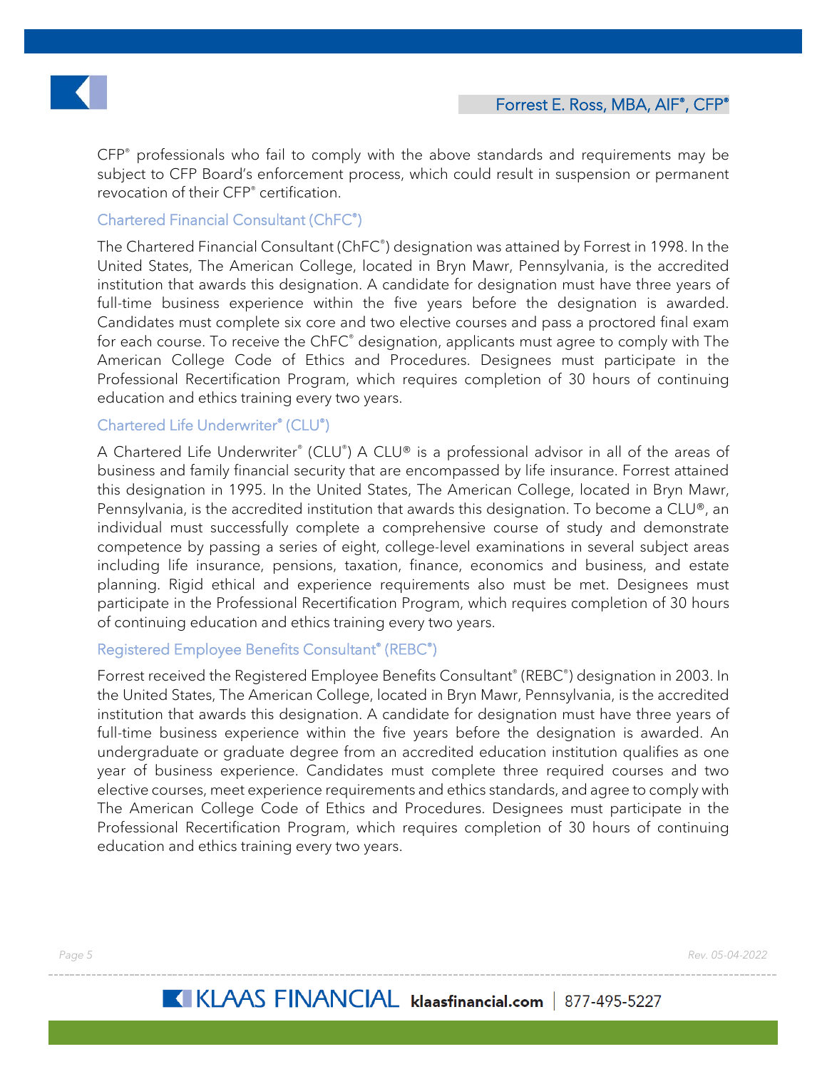CFP® professionals who fail to comply with the above standards and requirements may be subject to CFP Board's enforcement process, which could result in suspension or permanent revocation of their CFP® certification.

### Chartered Financial Consultant (ChFC®)

The Chartered Financial Consultant (ChFC®) designation was attained by Forrest in 1998. In the United States, The American College, located in Bryn Mawr, Pennsylvania, is the accredited institution that awards this designation. A candidate for designation must have three years of full-time business experience within the five years before the designation is awarded. Candidates must complete six core and two elective courses and pass a proctored final exam for each course. To receive the ChFC® designation, applicants must agree to comply with The American College Code of Ethics and Procedures. Designees must participate in the Professional Recertification Program, which requires completion of 30 hours of continuing education and ethics training every two years.

### Chartered Life Underwriter® (CLU®)

A Chartered Life Underwriter® (CLU®) A CLU® is a professional advisor in all of the areas of business and family financial security that are encompassed by life insurance. Forrest attained this designation in 1995. In the United States, The American College, located in Bryn Mawr, Pennsylvania, is the accredited institution that awards this designation. To become a CLU®, an individual must successfully complete a comprehensive course of study and demonstrate competence by passing a series of eight, college-level examinations in several subject areas including life insurance, pensions, taxation, finance, economics and business, and estate planning. Rigid ethical and experience requirements also must be met. Designees must participate in the Professional Recertification Program, which requires completion of 30 hours of continuing education and ethics training every two years.

### Registered Employee Benefits Consultant® (REBC®)

Forrest received the Registered Employee Benefits Consultant® (REBC®) designation in 2003. In the United States, The American College, located in Bryn Mawr, Pennsylvania, is the accredited institution that awards this designation. A candidate for designation must have three years of full-time business experience within the five years before the designation is awarded. An undergraduate or graduate degree from an accredited education institution qualifies as one year of business experience. Candidates must complete three required courses and two elective courses, meet experience requirements and ethics standards, and agree to comply with The American College Code of Ethics and Procedures. Designees must participate in the Professional Recertification Program, which requires completion of 30 hours of continuing education and ethics training every two years.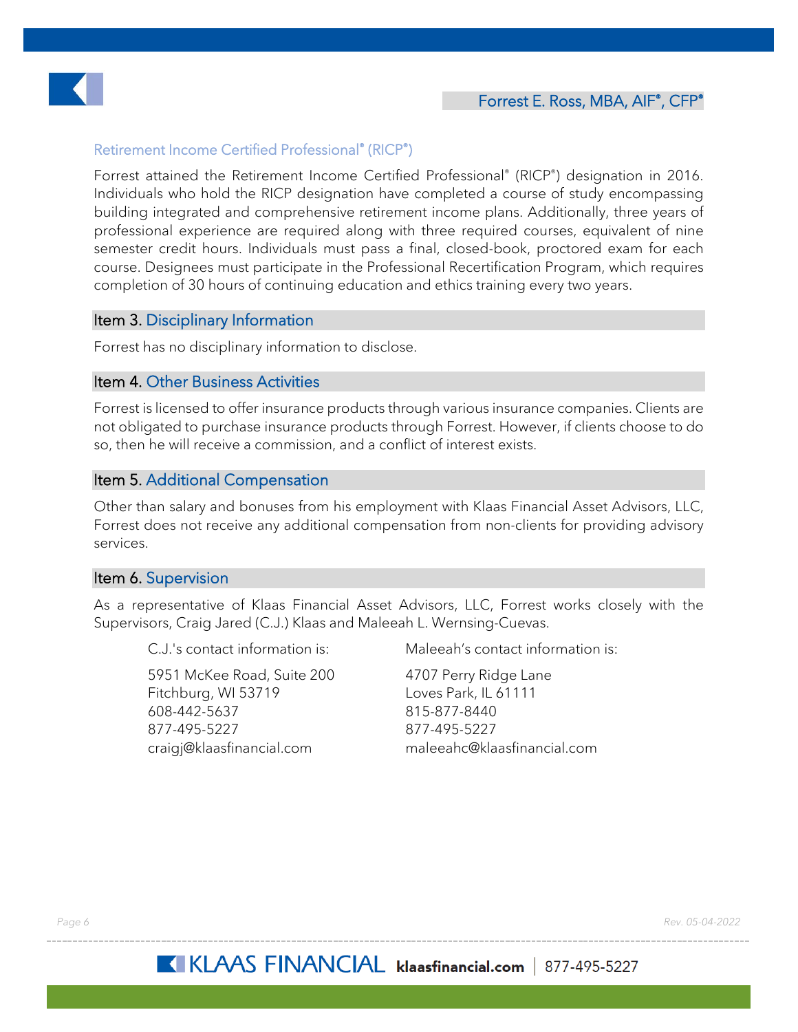### Retirement Income Certified Professional® (RICP®)

Forrest attained the Retirement Income Certified Professional® (RICP®) designation in 2016. Individuals who hold the RICP designation have completed a course of study encompassing building integrated and comprehensive retirement income plans. Additionally, three years of professional experience are required along with three required courses, equivalent of nine semester credit hours. Individuals must pass a final, closed-book, proctored exam for each course. Designees must participate in the Professional Recertification Program, which requires completion of 30 hours of continuing education and ethics training every two years.

## Item 3. Disciplinary Information

Forrest has no disciplinary information to disclose.

## Item 4. Other Business Activities

Forrest is licensed to offer insurance products through various insurance companies. Clients are not obligated to purchase insurance products through Forrest. However, if clients choose to do so, then he will receive a commission, and a conflict of interest exists.

## Item 5. Additional Compensation

Other than salary and bonuses from his employment with Klaas Financial Asset Advisors, LLC, Forrest does not receive any additional compensation from non-clients for providing advisory services.

## Item 6. Supervision

As a representative of Klaas Financial Asset Advisors, LLC, Forrest works closely with the Supervisors, Craig Jared (C.J.) Klaas and Maleeah L. Wernsing-Cuevas.

C.J.'s contact information is:

5951 McKee Road, Suite 200
Fitchburg, WI 53719
608-442-5637
877-495-5227
craigj@klaasfinancial.com

Maleeah's contact information is:

4707 Perry Ridge Lane
Loves Park, IL 61111
815-877-8440
877-495-5227
maleeahc@klaasfinancial.com